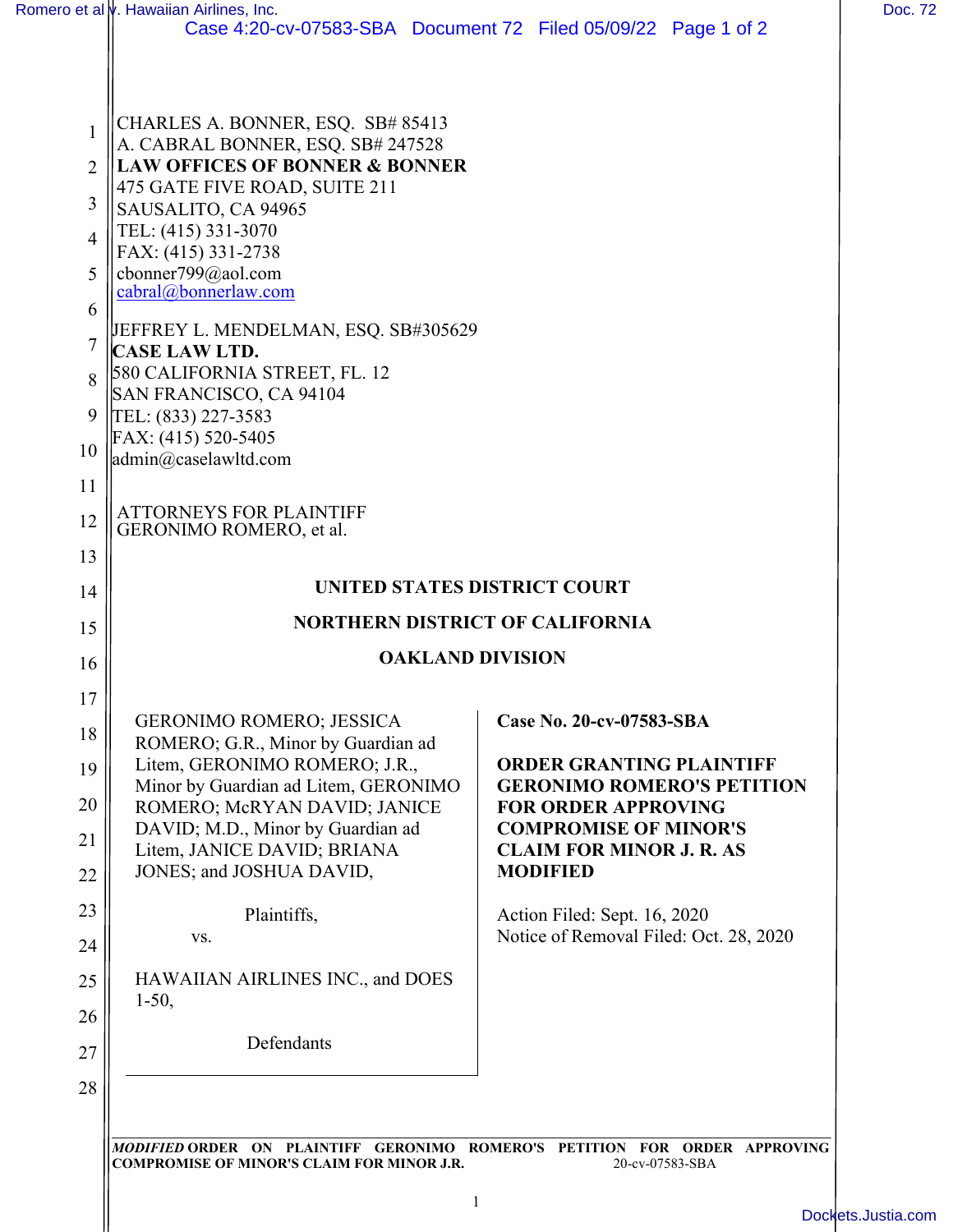CHARLES A. BONNER, ESQ. SB# 85413
A. CABRAL BONNER, ESQ. SB# 247528
**LAW OFFICES OF BONNER & BONNER**
475 GATE FIVE ROAD, SUITE 211
SAUSALITO, CA 94965
TEL: (415) 331-3070
FAX: (415) 331-2738
cbonner799@aol.com
cabral@bonnerlaw.com

JEFFREY L. MENDELMAN, ESQ. SB#305629
**CASE LAW LTD.**
580 CALIFORNIA STREET, FL. 12
SAN FRANCISCO, CA 94104
TEL: (833) 227-3583
FAX: (415) 520-5405
admin@caselawltd.com

ATTORNEYS FOR PLAINTIFF
GERONIMO ROMERO, et al.

**UNITED STATES DISTRICT COURT**

**NORTHERN DISTRICT OF CALIFORNIA**

**OAKLAND DIVISION**

GERONIMO ROMERO; JESSICA ROMERO; G.R., Minor by Guardian ad Litem, GERONIMO ROMERO; J.R., Minor by Guardian ad Litem, GERONIMO ROMERO; McRYAN DAVID; JANICE DAVID; M.D., Minor by Guardian ad Litem, JANICE DAVID; BRIANA JONES; and JOSHUA DAVID,

Plaintiffs,

vs.

HAWAIIAN AIRLINES INC., and DOES 1-50,

Defendants

**Case No. 20-cv-07583-SBA**

**ORDER GRANTING PLAINTIFF GERONIMO ROMERO'S PETITION FOR ORDER APPROVING COMPROMISE OF MINOR'S CLAIM FOR MINOR J. R. AS MODIFIED**

Action Filed: Sept. 16, 2020
Notice of Removal Filed: Oct. 28, 2020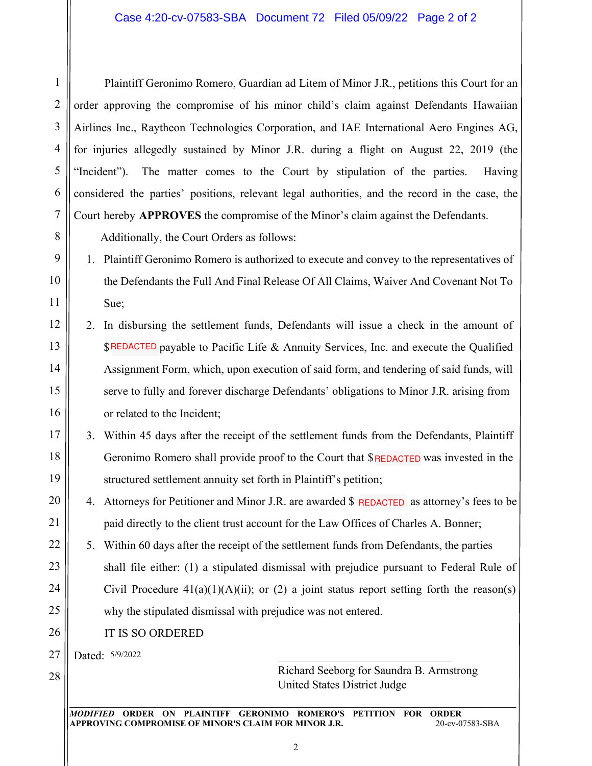Plaintiff Geronimo Romero, Guardian ad Litem of Minor J.R., petitions this Court for an order approving the compromise of his minor child's claim against Defendants Hawaiian Airlines Inc., Raytheon Technologies Corporation, and IAE International Aero Engines AG, for injuries allegedly sustained by Minor J.R. during a flight on August 22, 2019 (the "Incident"). The matter comes to the Court by stipulation of the parties. Having considered the parties' positions, relevant legal authorities, and the record in the case, the Court hereby **APPROVES** the compromise of the Minor's claim against the Defendants.

Additionally, the Court Orders as follows:

1. Plaintiff Geronimo Romero is authorized to execute and convey to the representatives of the Defendants the Full And Final Release Of All Claims, Waiver And Covenant Not To Sue;
2. In disbursing the settlement funds, Defendants will issue a check in the amount of $REDACTED payable to Pacific Life & Annuity Services, Inc. and execute the Qualified Assignment Form, which, upon execution of said form, and tendering of said funds, will serve to fully and forever discharge Defendants' obligations to Minor J.R. arising from or related to the Incident;
3. Within 45 days after the receipt of the settlement funds from the Defendants, Plaintiff Geronimo Romero shall provide proof to the Court that $REDACTED was invested in the structured settlement annuity set forth in Plaintiff's petition;
4. Attorneys for Petitioner and Minor J.R. are awarded $ REDACTED as attorney's fees to be paid directly to the client trust account for the Law Offices of Charles A. Bonner;
5. Within 60 days after the receipt of the settlement funds from Defendants, the parties shall file either: (1) a stipulated dismissal with prejudice pursuant to Federal Rule of Civil Procedure 41(a)(1)(A)(ii); or (2) a joint status report setting forth the reason(s) why the stipulated dismissal with prejudice was not entered.

IT IS SO ORDERED

Dated: 5/9/2022

Richard Seeborg for Saundra B. Armstrong
United States District Judge

***MODIFIED* ORDER ON PLAINTIFF GERONIMO ROMERO'S PETITION FOR ORDER APPROVING COMPROMISE OF MINOR'S CLAIM FOR MINOR J.R.** 20-cv-07583-SBA